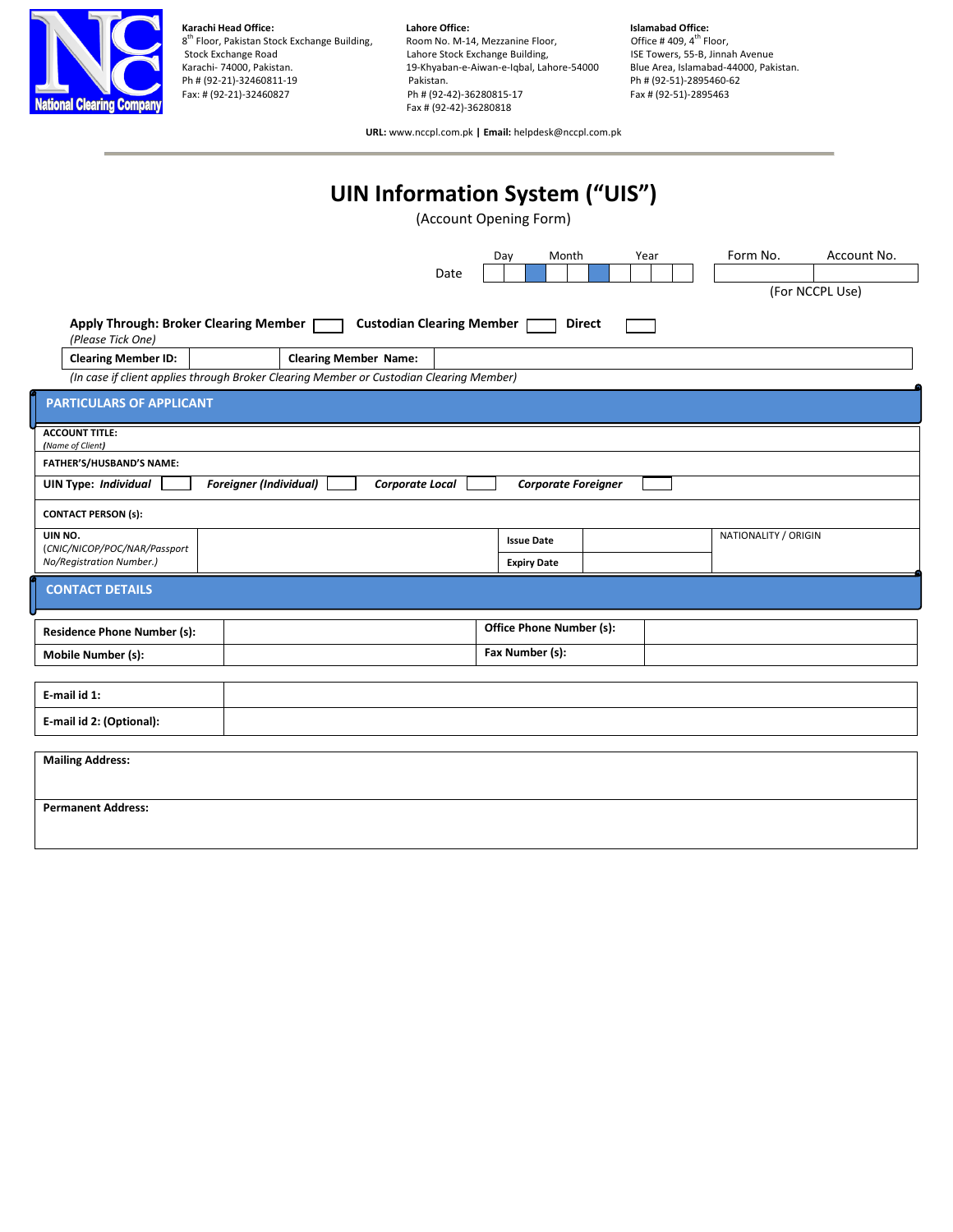**National Clearing Company**

**Karachi Head Office:**
8th Floor, Pakistan Stock Exchange Building,
Stock Exchange Road
Karachi- 74000, Pakistan.
Ph # (92-21)-32460811-19
Fax: # (92-21)-32460827

**Lahore Office:**
Room No. M-14, Mezzanine Floor,
Lahore Stock Exchange Building,
19-Khyaban-e-Aiwan-e-Iqbal, Lahore-54000
Pakistan.
Ph # (92-42)-36280815-17
Fax # (92-42)-36280818

**Islamabad Office:**
Office # 409, 4th Floor,
ISE Towers, 55-B, Jinnah Avenue
Blue Area, Islamabad-44000, Pakistan.
Ph # (92-51)-2895460-62
Fax # (92-51)-2895463

**URL:** www.nccpl.com.pk | **Email:** helpdesk@nccpl.com.pk

# UIN Information System ("UIS")

(Account Opening Form)

| | Day | | Month | | Year | | | | Form No. | Account No. |
|---|---|---|---|---|---|---|---|---|---|---|
| Date | | | | | | | | | | |

(For NCCPL Use)

**Apply Through: Broker Clearing Member** ☐ **Custodian Clearing Member** ☐ **Direct** ☐
*(Please Tick One)*

| **Clearing Member ID:** | | **Clearing Member Name:** | |
|---|---|---|---|

*(In case if client applies through Broker Clearing Member or Custodian Clearing Member)*

## PARTICULARS OF APPLICANT

**ACCOUNT TITLE:**
***(Name of Client)***

**FATHER'S/HUSBAND'S NAME:**

**UIN Type:** ***Individual*** ☐ ***Foreigner (Individual)*** ☐ ***Corporate Local*** ☐ ***Corporate Foreigner*** ☐

**CONTACT PERSON (s):**

| **UIN NO.** (*CNIC/NICOP/POC/NAR/Passport No/Registration Number.*) | | **Issue Date** | | NATIONALITY / ORIGIN |
|---|---|---|---|---|
| | | **Expiry Date** | | |

## CONTACT DETAILS

| **Residence Phone Number (s):** | | **Office Phone Number (s):** | |
|---|---|---|---|
| **Mobile Number (s):** | | **Fax Number (s):** | |

| **E-mail id 1:** | |
|---|---|
| **E-mail id 2: (Optional):** | |

**Mailing Address:**

**Permanent Address:**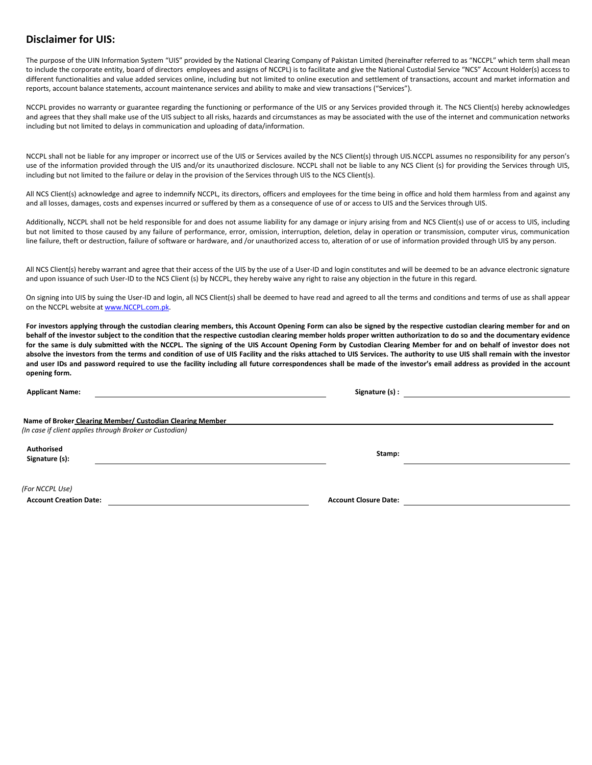## Disclaimer for UIS:

The purpose of the UIN Information System "UIS" provided by the National Clearing Company of Pakistan Limited (hereinafter referred to as "NCCPL" which term shall mean to include the corporate entity, board of directors employees and assigns of NCCPL) is to facilitate and give the National Custodial Service "NCS" Account Holder(s) access to different functionalities and value added services online, including but not limited to online execution and settlement of transactions, account and market information and reports, account balance statements, account maintenance services and ability to make and view transactions ("Services").

NCCPL provides no warranty or guarantee regarding the functioning or performance of the UIS or any Services provided through it. The NCS Client(s) hereby acknowledges and agrees that they shall make use of the UIS subject to all risks, hazards and circumstances as may be associated with the use of the internet and communication networks including but not limited to delays in communication and uploading of data/information.

NCCPL shall not be liable for any improper or incorrect use of the UIS or Services availed by the NCS Client(s) through UIS.NCCPL assumes no responsibility for any person's use of the information provided through the UIS and/or its unauthorized disclosure. NCCPL shall not be liable to any NCS Client (s) for providing the Services through UIS, including but not limited to the failure or delay in the provision of the Services through UIS to the NCS Client(s).

All NCS Client(s) acknowledge and agree to indemnify NCCPL, its directors, officers and employees for the time being in office and hold them harmless from and against any and all losses, damages, costs and expenses incurred or suffered by them as a consequence of use of or access to UIS and the Services through UIS.

Additionally, NCCPL shall not be held responsible for and does not assume liability for any damage or injury arising from and NCS Client(s) use of or access to UIS, including but not limited to those caused by any failure of performance, error, omission, interruption, deletion, delay in operation or transmission, computer virus, communication line failure, theft or destruction, failure of software or hardware, and /or unauthorized access to, alteration of or use of information provided through UIS by any person.

All NCS Client(s) hereby warrant and agree that their access of the UIS by the use of a User-ID and login constitutes and will be deemed to be an advance electronic signature and upon issuance of such User-ID to the NCS Client (s) by NCCPL, they hereby waive any right to raise any objection in the future in this regard.

On signing into UIS by suing the User-ID and login, all NCS Client(s) shall be deemed to have read and agreed to all the terms and conditions and terms of use as shall appear on the NCCPL website at www.NCCPL.com.pk.

**For investors applying through the custodian clearing members, this Account Opening Form can also be signed by the respective custodian clearing member for and on behalf of the investor subject to the condition that the respective custodian clearing member holds proper written authorization to do so and the documentary evidence for the same is duly submitted with the NCCPL. The signing of the UIS Account Opening Form by Custodian Clearing Member for and on behalf of investor does not absolve the investors from the terms and condition of use of UIS Facility and the risks attached to UIS Services. The authority to use UIS shall remain with the investor and user IDs and password required to use the facility including all future correspondences shall be made of the investor's email address as provided in the account opening form.**

**Applicant Name:** ______________________ **Signature (s) :** ______________________

**Name of Broker Clearing Member/ Custodian Clearing Member** ______________________
*(In case if client applies through Broker or Custodian)*

**Authorised Signature (s):** ______________________ **Stamp:** ______________________

*(For NCCPL Use)*
**Account Creation Date:** ______________________ **Account Closure Date:** ______________________